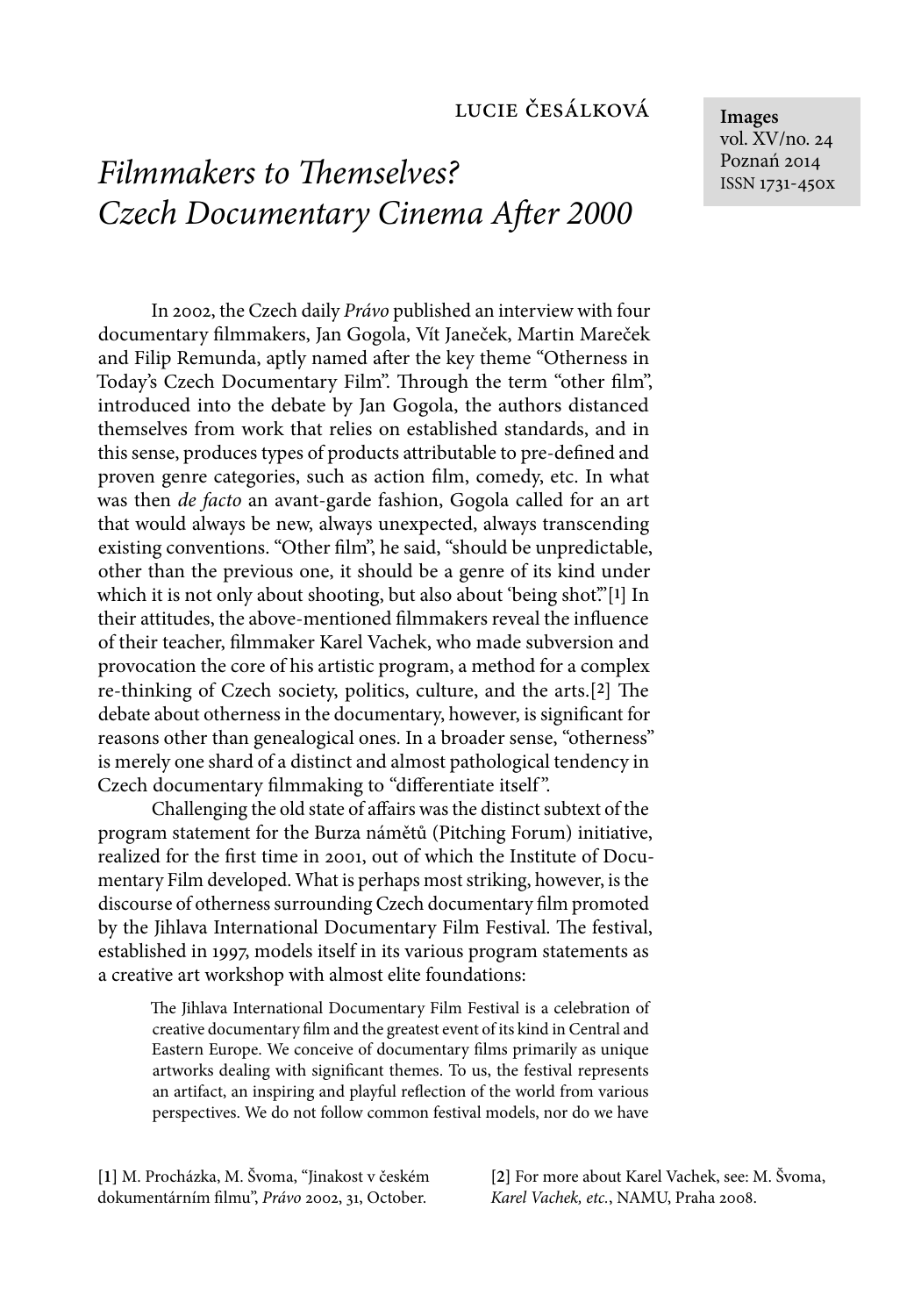LUCIE ČESÁLKOVÁ

**Images**
vol. XV/no. 24
Poznań 2014
ISSN 1731-450x

# *Filmmakers to Themselves? Czech Documentary Cinema After 2000*

In 2002, the Czech daily *Právo* published an interview with four documentary filmmakers, Jan Gogola, Vít Janeček, Martin Mareček and Filip Remunda, aptly named after the key theme "Otherness in Today's Czech Documentary Film". Through the term "other film", introduced into the debate by Jan Gogola, the authors distanced themselves from work that relies on established standards, and in this sense, produces types of products attributable to pre-defined and proven genre categories, such as action film, comedy, etc. In what was then *de facto* an avant-garde fashion, Gogola called for an art that would always be new, always unexpected, always transcending existing conventions. "Other film", he said, "should be unpredictable, other than the previous one, it should be a genre of its kind under which it is not only about shooting, but also about 'being shot'."[1] In their attitudes, the above-mentioned filmmakers reveal the influence of their teacher, filmmaker Karel Vachek, who made subversion and provocation the core of his artistic program, a method for a complex re-thinking of Czech society, politics, culture, and the arts.[2] The debate about otherness in the documentary, however, is significant for reasons other than genealogical ones. In a broader sense, "otherness" is merely one shard of a distinct and almost pathological tendency in Czech documentary filmmaking to "differentiate itself".

Challenging the old state of affairs was the distinct subtext of the program statement for the Burza námětů (Pitching Forum) initiative, realized for the first time in 2001, out of which the Institute of Documentary Film developed. What is perhaps most striking, however, is the discourse of otherness surrounding Czech documentary film promoted by the Jihlava International Documentary Film Festival. The festival, established in 1997, models itself in its various program statements as a creative art workshop with almost elite foundations:

> The Jihlava International Documentary Film Festival is a celebration of creative documentary film and the greatest event of its kind in Central and Eastern Europe. We conceive of documentary films primarily as unique artworks dealing with significant themes. To us, the festival represents an artifact, an inspiring and playful reflection of the world from various perspectives. We do not follow common festival models, nor do we have

[1] M. Procházka, M. Švoma, "Jinakost v českém dokumentárním filmu", *Právo* 2002, 31, October.

[2] For more about Karel Vachek, see: M. Švoma, *Karel Vachek, etc.*, NAMU, Praha 2008.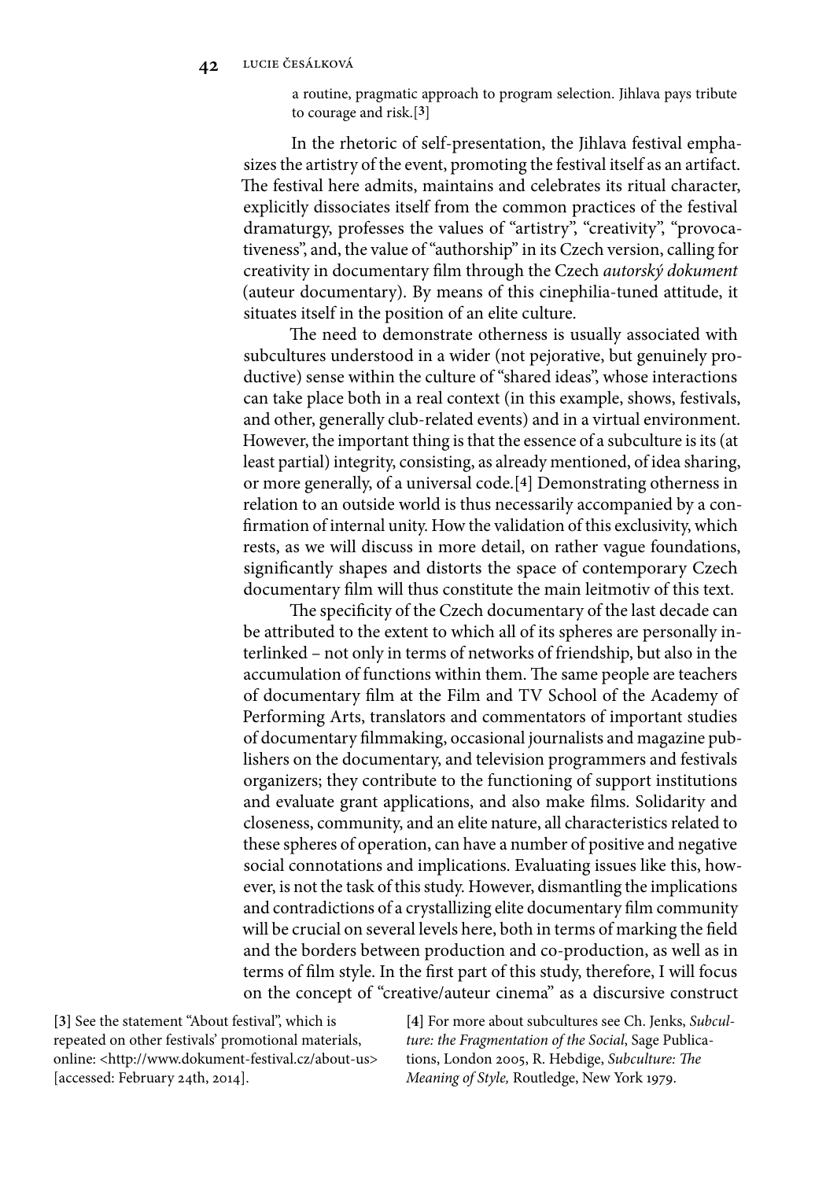a routine, pragmatic approach to program selection. Jihlava pays tribute to courage and risk.[3]

In the rhetoric of self-presentation, the Jihlava festival emphasizes the artistry of the event, promoting the festival itself as an artifact. The festival here admits, maintains and celebrates its ritual character, explicitly dissociates itself from the common practices of the festival dramaturgy, professes the values of "artistry", "creativity", "provocativeness", and, the value of "authorship" in its Czech version, calling for creativity in documentary film through the Czech *autorský dokument* (auteur documentary). By means of this cinephilia-tuned attitude, it situates itself in the position of an elite culture.

The need to demonstrate otherness is usually associated with subcultures understood in a wider (not pejorative, but genuinely productive) sense within the culture of "shared ideas", whose interactions can take place both in a real context (in this example, shows, festivals, and other, generally club-related events) and in a virtual environment. However, the important thing is that the essence of a subculture is its (at least partial) integrity, consisting, as already mentioned, of idea sharing, or more generally, of a universal code.[4] Demonstrating otherness in relation to an outside world is thus necessarily accompanied by a confirmation of internal unity. How the validation of this exclusivity, which rests, as we will discuss in more detail, on rather vague foundations, significantly shapes and distorts the space of contemporary Czech documentary film will thus constitute the main leitmotiv of this text.

The specificity of the Czech documentary of the last decade can be attributed to the extent to which all of its spheres are personally interlinked – not only in terms of networks of friendship, but also in the accumulation of functions within them. The same people are teachers of documentary film at the Film and TV School of the Academy of Performing Arts, translators and commentators of important studies of documentary filmmaking, occasional journalists and magazine publishers on the documentary, and television programmers and festivals organizers; they contribute to the functioning of support institutions and evaluate grant applications, and also make films. Solidarity and closeness, community, and an elite nature, all characteristics related to these spheres of operation, can have a number of positive and negative social connotations and implications. Evaluating issues like this, however, is not the task of this study. However, dismantling the implications and contradictions of a crystallizing elite documentary film community will be crucial on several levels here, both in terms of marking the field and the borders between production and co-production, as well as in terms of film style. In the first part of this study, therefore, I will focus on the concept of "creative/auteur cinema" as a discursive construct

[3] See the statement "About festival", which is repeated on other festivals' promotional materials, online: <http://www.dokument-festival.cz/about-us> [accessed: February 24th, 2014].

[4] For more about subcultures see Ch. Jenks, *Subculture: the Fragmentation of the Social*, Sage Publications, London 2005, R. Hebdige, *Subculture: The Meaning of Style,* Routledge, New York 1979.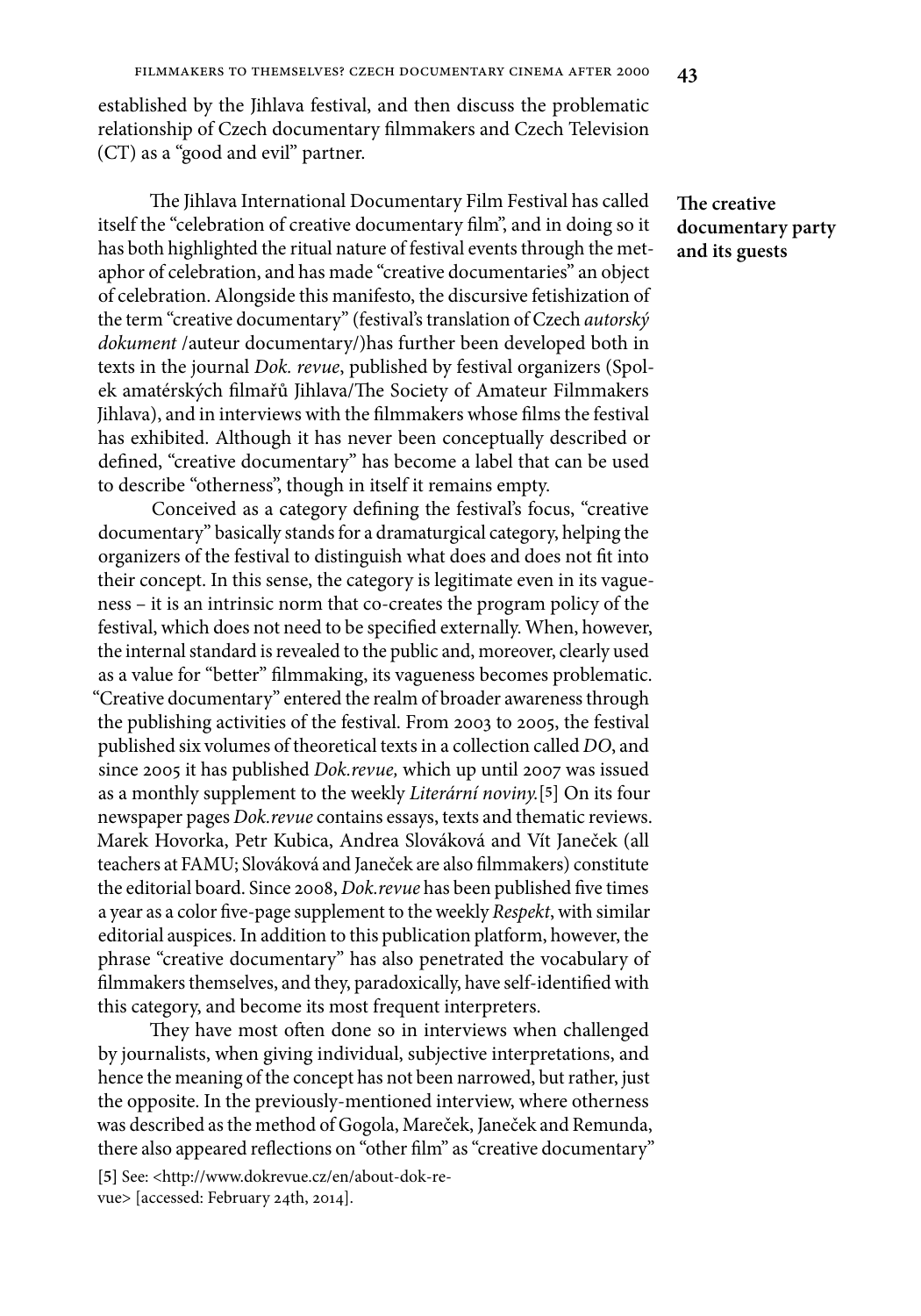established by the Jihlava festival, and then discuss the problematic relationship of Czech documentary filmmakers and Czech Television (CT) as a "good and evil" partner.

## The creative documentary party and its guests

The Jihlava International Documentary Film Festival has called itself the "celebration of creative documentary film", and in doing so it has both highlighted the ritual nature of festival events through the metaphor of celebration, and has made "creative documentaries" an object of celebration. Alongside this manifesto, the discursive fetishization of the term "creative documentary" (festival's translation of Czech *autorský dokument* /auteur documentary/)has further been developed both in texts in the journal *Dok. revue*, published by festival organizers (Spolek amatérských filmařů Jihlava/The Society of Amateur Filmmakers Jihlava), and in interviews with the filmmakers whose films the festival has exhibited. Although it has never been conceptually described or defined, "creative documentary" has become a label that can be used to describe "otherness", though in itself it remains empty.

Conceived as a category defining the festival's focus, "creative documentary" basically stands for a dramaturgical category, helping the organizers of the festival to distinguish what does and does not fit into their concept. In this sense, the category is legitimate even in its vagueness – it is an intrinsic norm that co-creates the program policy of the festival, which does not need to be specified externally. When, however, the internal standard is revealed to the public and, moreover, clearly used as a value for "better" filmmaking, its vagueness becomes problematic. "Creative documentary" entered the realm of broader awareness through the publishing activities of the festival. From 2003 to 2005, the festival published six volumes of theoretical texts in a collection called *DO*, and since 2005 it has published *Dok.revue,* which up until 2007 was issued as a monthly supplement to the weekly *Literární noviny.*[5] On its four newspaper pages *Dok.revue* contains essays, texts and thematic reviews. Marek Hovorka, Petr Kubica, Andrea Slováková and Vít Janeček (all teachers at FAMU; Slováková and Janeček are also filmmakers) constitute the editorial board. Since 2008, *Dok.revue* has been published five times a year as a color five-page supplement to the weekly *Respekt*, with similar editorial auspices. In addition to this publication platform, however, the phrase "creative documentary" has also penetrated the vocabulary of filmmakers themselves, and they, paradoxically, have self-identified with this category, and become its most frequent interpreters.

They have most often done so in interviews when challenged by journalists, when giving individual, subjective interpretations, and hence the meaning of the concept has not been narrowed, but rather, just the opposite. In the previously-mentioned interview, where otherness was described as the method of Gogola, Mareček, Janeček and Remunda, there also appeared reflections on "other film" as "creative documentary"

[5] See: <http://www.dokrevue.cz/en/about-dok-revue> [accessed: February 24th, 2014].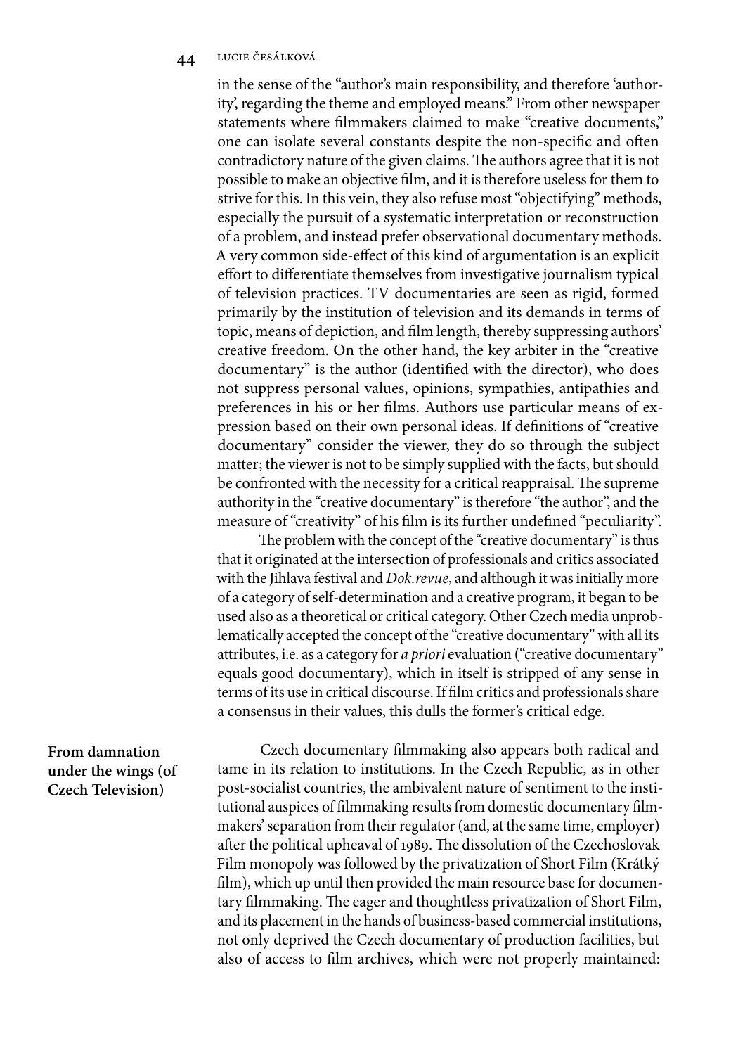in the sense of the "author's main responsibility, and therefore 'authority', regarding the theme and employed means." From other newspaper statements where filmmakers claimed to make "creative documents," one can isolate several constants despite the non-specific and often contradictory nature of the given claims. The authors agree that it is not possible to make an objective film, and it is therefore useless for them to strive for this. In this vein, they also refuse most "objectifying" methods, especially the pursuit of a systematic interpretation or reconstruction of a problem, and instead prefer observational documentary methods. A very common side-effect of this kind of argumentation is an explicit effort to differentiate themselves from investigative journalism typical of television practices. TV documentaries are seen as rigid, formed primarily by the institution of television and its demands in terms of topic, means of depiction, and film length, thereby suppressing authors' creative freedom. On the other hand, the key arbiter in the "creative documentary" is the author (identified with the director), who does not suppress personal values, opinions, sympathies, antipathies and preferences in his or her films. Authors use particular means of expression based on their own personal ideas. If definitions of "creative documentary" consider the viewer, they do so through the subject matter; the viewer is not to be simply supplied with the facts, but should be confronted with the necessity for a critical reappraisal. The supreme authority in the "creative documentary" is therefore "the author", and the measure of "creativity" of his film is its further undefined "peculiarity".

The problem with the concept of the "creative documentary" is thus that it originated at the intersection of professionals and critics associated with the Jihlava festival and *Dok.revue*, and although it was initially more of a category of self-determination and a creative program, it began to be used also as a theoretical or critical category. Other Czech media unproblematically accepted the concept of the "creative documentary" with all its attributes, i.e. as a category for *a priori* evaluation ("creative documentary" equals good documentary), which in itself is stripped of any sense in terms of its use in critical discourse. If film critics and professionals share a consensus in their values, this dulls the former's critical edge.

## From damnation under the wings (of Czech Television)

Czech documentary filmmaking also appears both radical and tame in its relation to institutions. In the Czech Republic, as in other post-socialist countries, the ambivalent nature of sentiment to the institutional auspices of filmmaking results from domestic documentary filmmakers' separation from their regulator (and, at the same time, employer) after the political upheaval of 1989. The dissolution of the Czechoslovak Film monopoly was followed by the privatization of Short Film (Krátký film), which up until then provided the main resource base for documentary filmmaking. The eager and thoughtless privatization of Short Film, and its placement in the hands of business-based commercial institutions, not only deprived the Czech documentary of production facilities, but also of access to film archives, which were not properly maintained: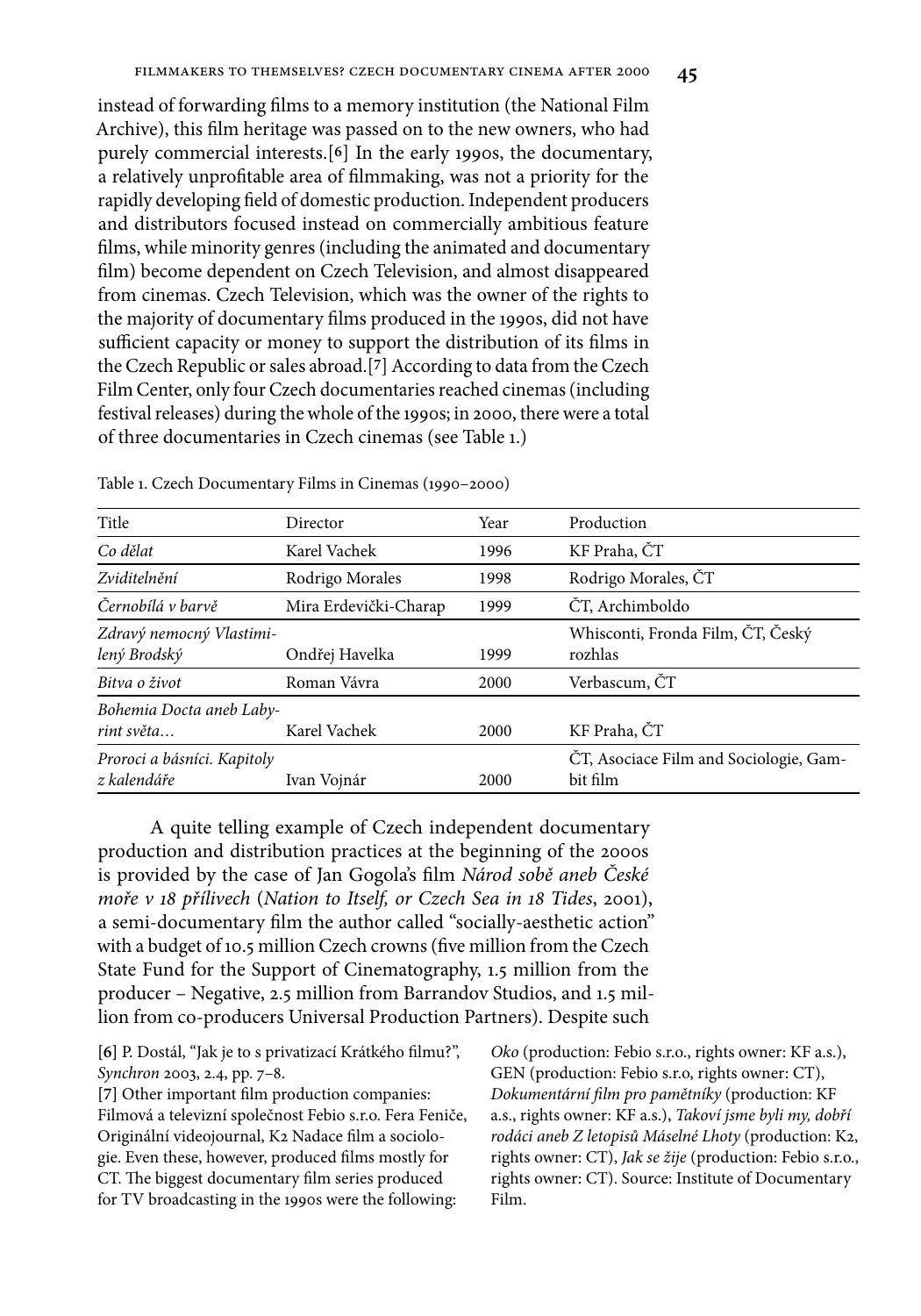instead of forwarding films to a memory institution (the National Film Archive), this film heritage was passed on to the new owners, who had purely commercial interests.[6] In the early 1990s, the documentary, a relatively unprofitable area of filmmaking, was not a priority for the rapidly developing field of domestic production. Independent producers and distributors focused instead on commercially ambitious feature films, while minority genres (including the animated and documentary film) become dependent on Czech Television, and almost disappeared from cinemas. Czech Television, which was the owner of the rights to the majority of documentary films produced in the 1990s, did not have sufficient capacity or money to support the distribution of its films in the Czech Republic or sales abroad.[7] According to data from the Czech Film Center, only four Czech documentaries reached cinemas (including festival releases) during the whole of the 1990s; in 2000, there were a total of three documentaries in Czech cinemas (see Table 1.)

Table 1. Czech Documentary Films in Cinemas (1990–2000)

| Title | Director | Year | Production |
|---|---|---|---|
| *Co dělat* | Karel Vachek | 1996 | KF Praha, ČT |
| *Zviditelnění* | Rodrigo Morales | 1998 | Rodrigo Morales, ČT |
| *Černobílá v barvě* | Mira Erdevički-Charap | 1999 | ČT, Archimboldo |
| *Zdravý nemocný Vlastimilený Brodský* | Ondřej Havelka | 1999 | Whisconti, Fronda Film, ČT, Český rozhlas |
| *Bitva o život* | Roman Vávra | 2000 | Verbascum, ČT |
| *Bohemia Docta aneb Labyrint světa…* | Karel Vachek | 2000 | KF Praha, ČT |
| *Proroci a básníci. Kapitoly z kalendáře* | Ivan Vojnár | 2000 | ČT, Asociace Film and Sociologie, Gambit film |

A quite telling example of Czech independent documentary production and distribution practices at the beginning of the 2000s is provided by the case of Jan Gogola's film *Národ sobě aneb České moře v 18 přílivech* (*Nation to Itself, or Czech Sea in 18 Tides*, 2001), a semi-documentary film the author called "socially-aesthetic action" with a budget of 10.5 million Czech crowns (five million from the Czech State Fund for the Support of Cinematography, 1.5 million from the producer – Negative, 2.5 million from Barrandov Studios, and 1.5 million from co-producers Universal Production Partners). Despite such

[6] P. Dostál, "Jak je to s privatizací Krátkého filmu?", *Synchron* 2003, 2.4, pp. 7–8.

[7] Other important film production companies: Filmová a televizní společnost Febio s.r.o. Fera Feniče, Originální videojournal, K2 Nadace film a sociologie. Even these, however, produced films mostly for CT. The biggest documentary film series produced for TV broadcasting in the 1990s were the following: *Oko* (production: Febio s.r.o., rights owner: KF a.s.), GEN (production: Febio s.r.o, rights owner: CT), *Dokumentární film pro pamětníky* (production: KF a.s., rights owner: KF a.s.), *Takoví jsme byli my, dobří rodáci aneb Z letopisů Máselné Lhoty* (production: K2, rights owner: CT), *Jak se žije* (production: Febio s.r.o., rights owner: CT). Source: Institute of Documentary Film.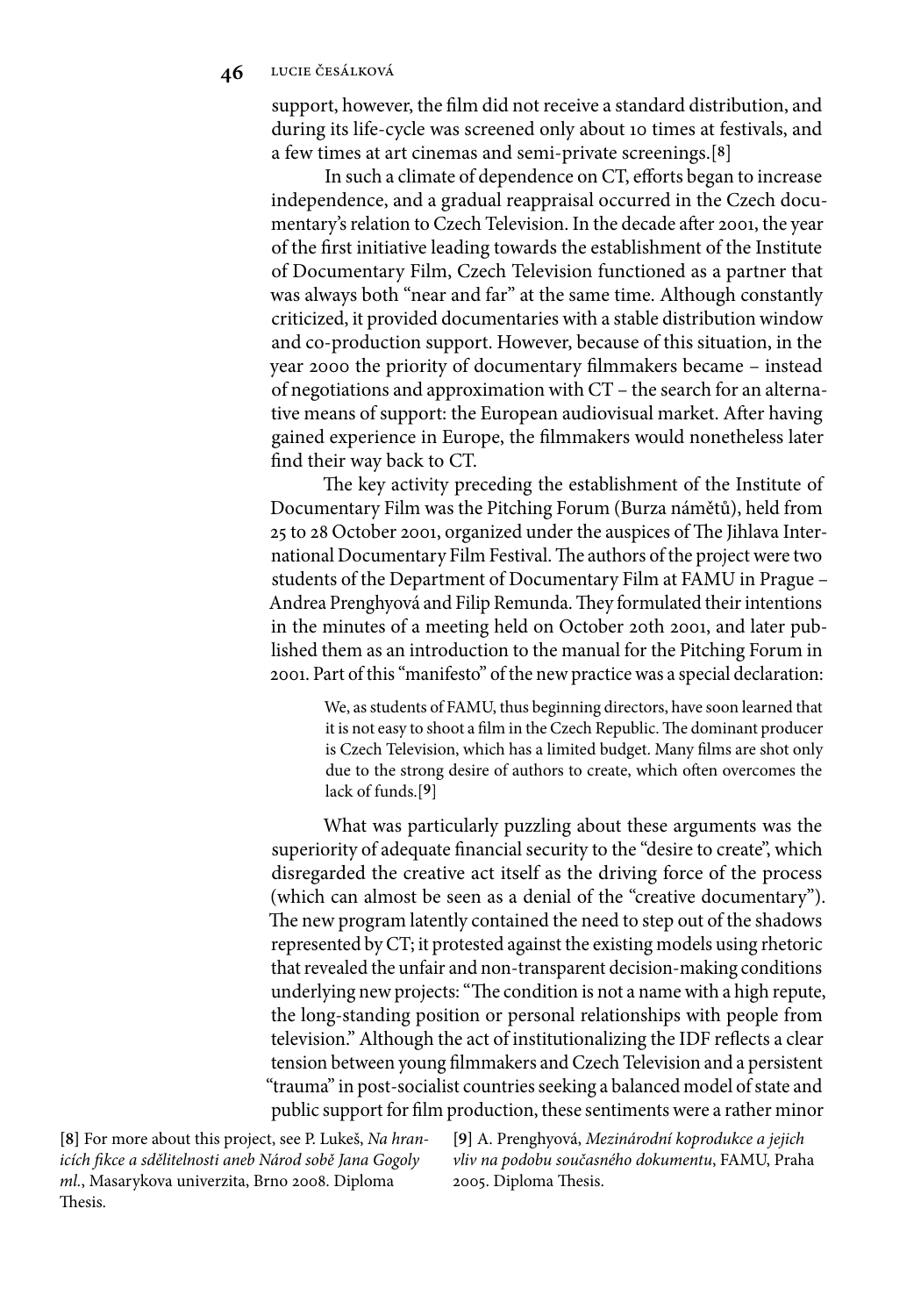support, however, the film did not receive a standard distribution, and during its life-cycle was screened only about 10 times at festivals, and a few times at art cinemas and semi-private screenings.[8]

In such a climate of dependence on CT, efforts began to increase independence, and a gradual reappraisal occurred in the Czech documentary's relation to Czech Television. In the decade after 2001, the year of the first initiative leading towards the establishment of the Institute of Documentary Film, Czech Television functioned as a partner that was always both "near and far" at the same time. Although constantly criticized, it provided documentaries with a stable distribution window and co-production support. However, because of this situation, in the year 2000 the priority of documentary filmmakers became – instead of negotiations and approximation with CT – the search for an alternative means of support: the European audiovisual market. After having gained experience in Europe, the filmmakers would nonetheless later find their way back to CT.

The key activity preceding the establishment of the Institute of Documentary Film was the Pitching Forum (Burza námětů), held from 25 to 28 October 2001, organized under the auspices of The Jihlava International Documentary Film Festival. The authors of the project were two students of the Department of Documentary Film at FAMU in Prague – Andrea Prenghyová and Filip Remunda. They formulated their intentions in the minutes of a meeting held on October 20th 2001, and later published them as an introduction to the manual for the Pitching Forum in 2001. Part of this "manifesto" of the new practice was a special declaration:

> We, as students of FAMU, thus beginning directors, have soon learned that it is not easy to shoot a film in the Czech Republic. The dominant producer is Czech Television, which has a limited budget. Many films are shot only due to the strong desire of authors to create, which often overcomes the lack of funds.[9]

What was particularly puzzling about these arguments was the superiority of adequate financial security to the "desire to create", which disregarded the creative act itself as the driving force of the process (which can almost be seen as a denial of the "creative documentary"). The new program latently contained the need to step out of the shadows represented by CT; it protested against the existing models using rhetoric that revealed the unfair and non-transparent decision-making conditions underlying new projects: "The condition is not a name with a high repute, the long-standing position or personal relationships with people from television." Although the act of institutionalizing the IDF reflects a clear tension between young filmmakers and Czech Television and a persistent "trauma" in post-socialist countries seeking a balanced model of state and public support for film production, these sentiments were a rather minor

[8] For more about this project, see P. Lukeš, *Na hranicích fikce a sdělitelnosti aneb Národ sobě Jana Gogoly ml.*, Masarykova univerzita, Brno 2008. Diploma Thesis.

[9] A. Prenghyová, *Mezinárodní koprodukce a jejich vliv na podobu současného dokumentu*, FAMU, Praha 2005. Diploma Thesis.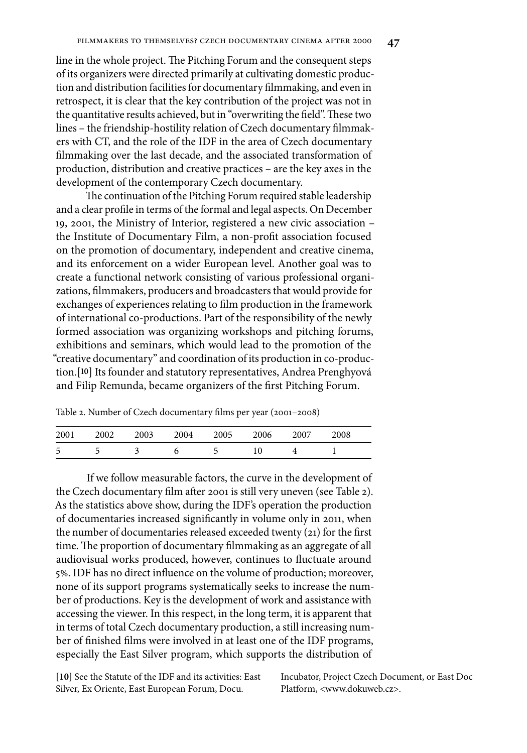line in the whole project. The Pitching Forum and the consequent steps of its organizers were directed primarily at cultivating domestic production and distribution facilities for documentary filmmaking, and even in retrospect, it is clear that the key contribution of the project was not in the quantitative results achieved, but in "overwriting the field". These two lines – the friendship-hostility relation of Czech documentary filmmakers with CT, and the role of the IDF in the area of Czech documentary filmmaking over the last decade, and the associated transformation of production, distribution and creative practices – are the key axes in the development of the contemporary Czech documentary.

The continuation of the Pitching Forum required stable leadership and a clear profile in terms of the formal and legal aspects. On December 19, 2001, the Ministry of Interior, registered a new civic association – the Institute of Documentary Film, a non-profit association focused on the promotion of documentary, independent and creative cinema, and its enforcement on a wider European level. Another goal was to create a functional network consisting of various professional organizations, filmmakers, producers and broadcasters that would provide for exchanges of experiences relating to film production in the framework of international co-productions. Part of the responsibility of the newly formed association was organizing workshops and pitching forums, exhibitions and seminars, which would lead to the promotion of the "creative documentary" and coordination of its production in co-production.[10] Its founder and statutory representatives, Andrea Prenghyová and Filip Remunda, became organizers of the first Pitching Forum.

Table 2. Number of Czech documentary films per year (2001–2008)

| 2001 | 2002 | 2003 | 2004 | 2005 | 2006 | 2007 | 2008 |
|---|---|---|---|---|---|---|---|
| 5 | 5 | 3 | 6 | 5 | 10 | 4 | 1 |

If we follow measurable factors, the curve in the development of the Czech documentary film after 2001 is still very uneven (see Table 2). As the statistics above show, during the IDF's operation the production of documentaries increased significantly in volume only in 2011, when the number of documentaries released exceeded twenty (21) for the first time. The proportion of documentary filmmaking as an aggregate of all audiovisual works produced, however, continues to fluctuate around 5%. IDF has no direct influence on the volume of production; moreover, none of its support programs systematically seeks to increase the number of productions. Key is the development of work and assistance with accessing the viewer. In this respect, in the long term, it is apparent that in terms of total Czech documentary production, a still increasing number of finished films were involved in at least one of the IDF programs, especially the East Silver program, which supports the distribution of

[10] See the Statute of the IDF and its activities: East Silver, Ex Oriente, East European Forum, Docu. Incubator, Project Czech Document, or East Doc Platform, <www.dokuweb.cz>.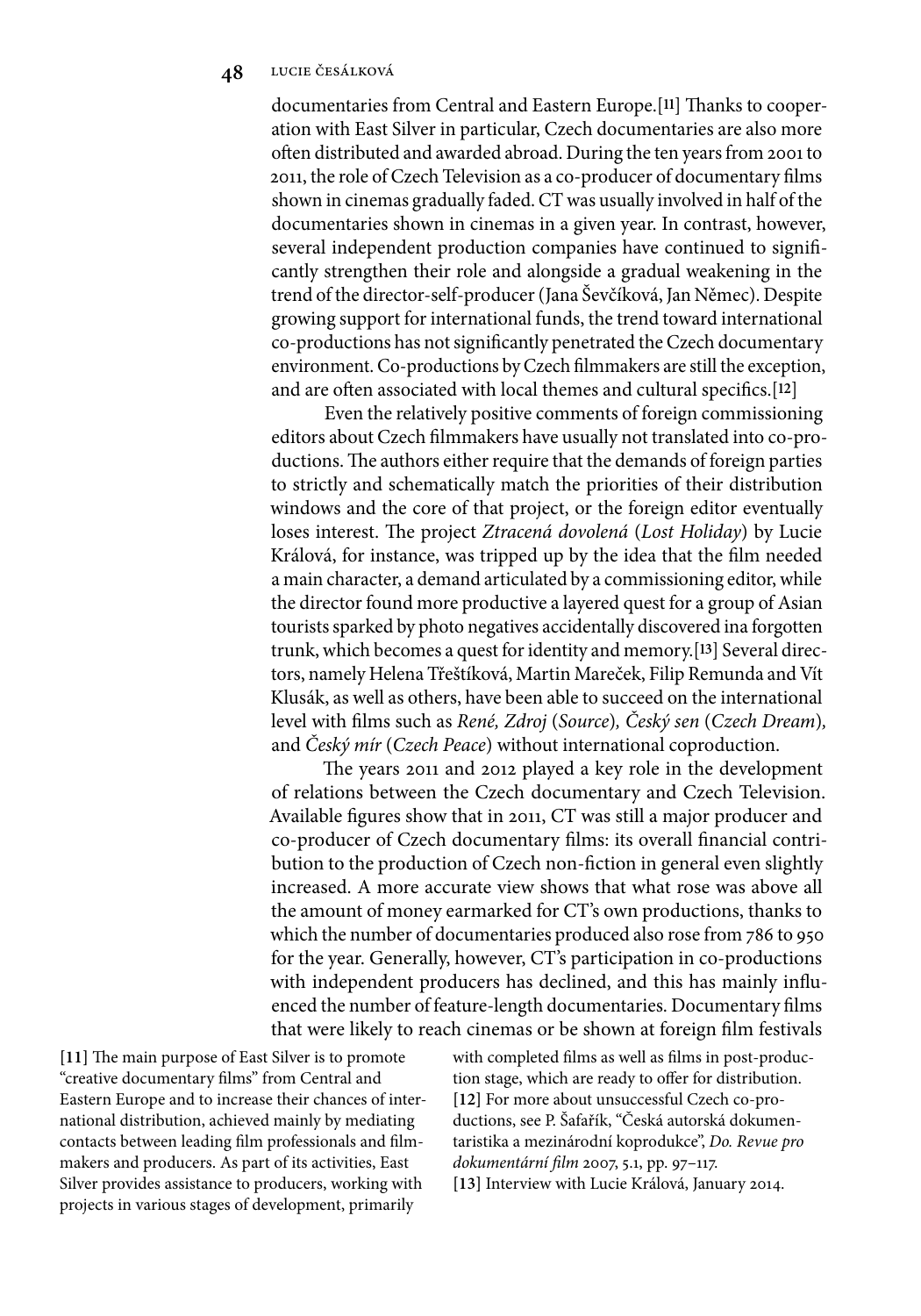documentaries from Central and Eastern Europe.[11] Thanks to cooperation with East Silver in particular, Czech documentaries are also more often distributed and awarded abroad. During the ten years from 2001 to 2011, the role of Czech Television as a co-producer of documentary films shown in cinemas gradually faded. CT was usually involved in half of the documentaries shown in cinemas in a given year. In contrast, however, several independent production companies have continued to significantly strengthen their role and alongside a gradual weakening in the trend of the director-self-producer (Jana Ševčíková, Jan Němec). Despite growing support for international funds, the trend toward international co-productions has not significantly penetrated the Czech documentary environment. Co-productions by Czech filmmakers are still the exception, and are often associated with local themes and cultural specifics.[12]

Even the relatively positive comments of foreign commissioning editors about Czech filmmakers have usually not translated into co-productions. The authors either require that the demands of foreign parties to strictly and schematically match the priorities of their distribution windows and the core of that project, or the foreign editor eventually loses interest. The project *Ztracená dovolená* (*Lost Holiday*) by Lucie Králová, for instance, was tripped up by the idea that the film needed a main character, a demand articulated by a commissioning editor, while the director found more productive a layered quest for a group of Asian tourists sparked by photo negatives accidentally discovered ina forgotten trunk, which becomes a quest for identity and memory.[13] Several directors, namely Helena Třeštíková, Martin Mareček, Filip Remunda and Vít Klusák, as well as others, have been able to succeed on the international level with films such as *René, Zdroj* (*Source*)*, Český sen* (*Czech Dream*)*,* and *Český mír* (*Czech Peace*) without international coproduction.

The years 2011 and 2012 played a key role in the development of relations between the Czech documentary and Czech Television. Available figures show that in 2011, CT was still a major producer and co-producer of Czech documentary films: its overall financial contribution to the production of Czech non-fiction in general even slightly increased. A more accurate view shows that what rose was above all the amount of money earmarked for CT's own productions, thanks to which the number of documentaries produced also rose from 786 to 950 for the year. Generally, however, CT's participation in co-productions with independent producers has declined, and this has mainly influenced the number of feature-length documentaries. Documentary films that were likely to reach cinemas or be shown at foreign film festivals

[11] The main purpose of East Silver is to promote "creative documentary films" from Central and Eastern Europe and to increase their chances of international distribution, achieved mainly by mediating contacts between leading film professionals and filmmakers and producers. As part of its activities, East Silver provides assistance to producers, working with projects in various stages of development, primarily with completed films as well as films in post-production stage, which are ready to offer for distribution.

[12] For more about unsuccessful Czech co-productions, see P. Šafařík, "Česká autorská dokumentaristika a mezinárodní koprodukce", *Do. Revue pro dokumentární film* 2007, 5.1, pp. 97–117.

[13] Interview with Lucie Králová, January 2014.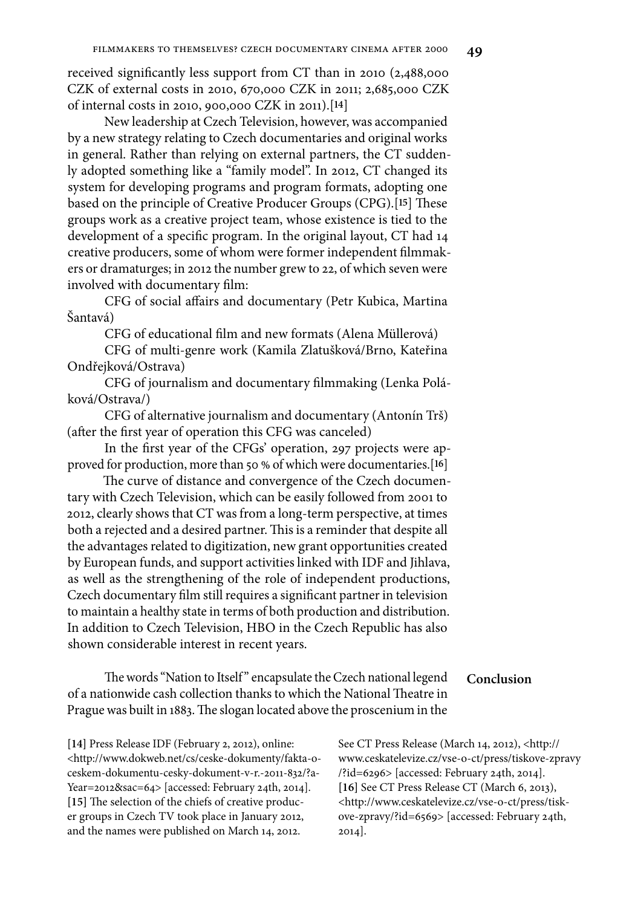received significantly less support from CT than in 2010 (2,488,000 CZK of external costs in 2010, 670,000 CZK in 2011; 2,685,000 CZK of internal costs in 2010, 900,000 CZK in 2011).[14]

New leadership at Czech Television, however, was accompanied by a new strategy relating to Czech documentaries and original works in general. Rather than relying on external partners, the CT suddenly adopted something like a "family model". In 2012, CT changed its system for developing programs and program formats, adopting one based on the principle of Creative Producer Groups (CPG).[15] These groups work as a creative project team, whose existence is tied to the development of a specific program. In the original layout, CT had 14 creative producers, some of whom were former independent filmmakers or dramaturges; in 2012 the number grew to 22, of which seven were involved with documentary film:

CFG of social affairs and documentary (Petr Kubica, Martina Šantavá)

CFG of educational film and new formats (Alena Müllerová)

CFG of multi-genre work (Kamila Zlatušková/Brno, Kateřina Ondřejková/Ostrava)

CFG of journalism and documentary filmmaking (Lenka Poláková/Ostrava/)

CFG of alternative journalism and documentary (Antonín Trš) (after the first year of operation this CFG was canceled)

In the first year of the CFGs' operation, 297 projects were approved for production, more than 50 % of which were documentaries.[16]

The curve of distance and convergence of the Czech documentary with Czech Television, which can be easily followed from 2001 to 2012, clearly shows that CT was from a long-term perspective, at times both a rejected and a desired partner. This is a reminder that despite all the advantages related to digitization, new grant opportunities created by European funds, and support activities linked with IDF and Jihlava, as well as the strengthening of the role of independent productions, Czech documentary film still requires a significant partner in television to maintain a healthy state in terms of both production and distribution. In addition to Czech Television, HBO in the Czech Republic has also shown considerable interest in recent years.

## Conclusion

The words "Nation to Itself" encapsulate the Czech national legend of a nationwide cash collection thanks to which the National Theatre in Prague was built in 1883. The slogan located above the proscenium in the

[14] Press Release IDF (February 2, 2012), online: <http://www.dokweb.net/cs/ceske-dokumenty/fakta-o-ceskem-dokumentu-cesky-dokument-v-r.-2011-832/?aYear=2012&sac=64> [accessed: February 24th, 2014].

[15] The selection of the chiefs of creative producer groups in Czech TV took place in January 2012, and the names were published on March 14, 2012. See CT Press Release (March 14, 2012), <http://www.ceskatelevize.cz/vse-o-ct/press/tiskove-zpravy/?id=6296> [accessed: February 24th, 2014].

[16] See CT Press Release CT (March 6, 2013), <http://www.ceskatelevize.cz/vse-o-ct/press/tiskove-zpravy/?id=6569> [accessed: February 24th, 2014].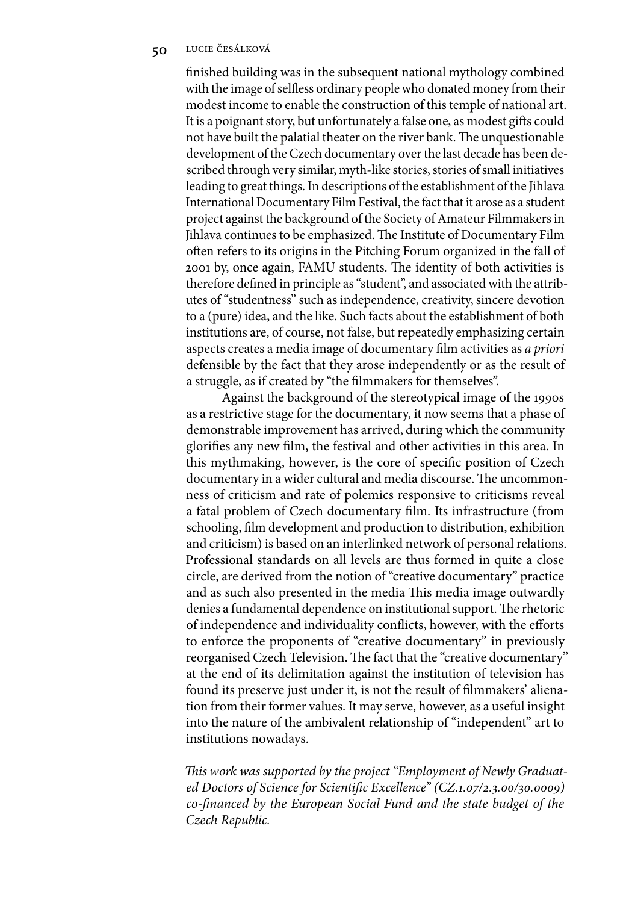finished building was in the subsequent national mythology combined with the image of selfless ordinary people who donated money from their modest income to enable the construction of this temple of national art. It is a poignant story, but unfortunately a false one, as modest gifts could not have built the palatial theater on the river bank. The unquestionable development of the Czech documentary over the last decade has been described through very similar, myth-like stories, stories of small initiatives leading to great things. In descriptions of the establishment of the Jihlava International Documentary Film Festival, the fact that it arose as a student project against the background of the Society of Amateur Filmmakers in Jihlava continues to be emphasized. The Institute of Documentary Film often refers to its origins in the Pitching Forum organized in the fall of 2001 by, once again, FAMU students. The identity of both activities is therefore defined in principle as "student", and associated with the attributes of "studentness" such as independence, creativity, sincere devotion to a (pure) idea, and the like. Such facts about the establishment of both institutions are, of course, not false, but repeatedly emphasizing certain aspects creates a media image of documentary film activities as *a priori* defensible by the fact that they arose independently or as the result of a struggle, as if created by "the filmmakers for themselves".

Against the background of the stereotypical image of the 1990s as a restrictive stage for the documentary, it now seems that a phase of demonstrable improvement has arrived, during which the community glorifies any new film, the festival and other activities in this area. In this mythmaking, however, is the core of specific position of Czech documentary in a wider cultural and media discourse. The uncommonness of criticism and rate of polemics responsive to criticisms reveal a fatal problem of Czech documentary film. Its infrastructure (from schooling, film development and production to distribution, exhibition and criticism) is based on an interlinked network of personal relations. Professional standards on all levels are thus formed in quite a close circle, are derived from the notion of "creative documentary" practice and as such also presented in the media This media image outwardly denies a fundamental dependence on institutional support. The rhetoric of independence and individuality conflicts, however, with the efforts to enforce the proponents of "creative documentary" in previously reorganised Czech Television. The fact that the "creative documentary" at the end of its delimitation against the institution of television has found its preserve just under it, is not the result of filmmakers' alienation from their former values. It may serve, however, as a useful insight into the nature of the ambivalent relationship of "independent" art to institutions nowadays.

*This work was supported by the project "Employment of Newly Graduated Doctors of Science for Scientific Excellence" (CZ.1.07/2.3.00/30.0009) co-financed by the European Social Fund and the state budget of the Czech Republic.*